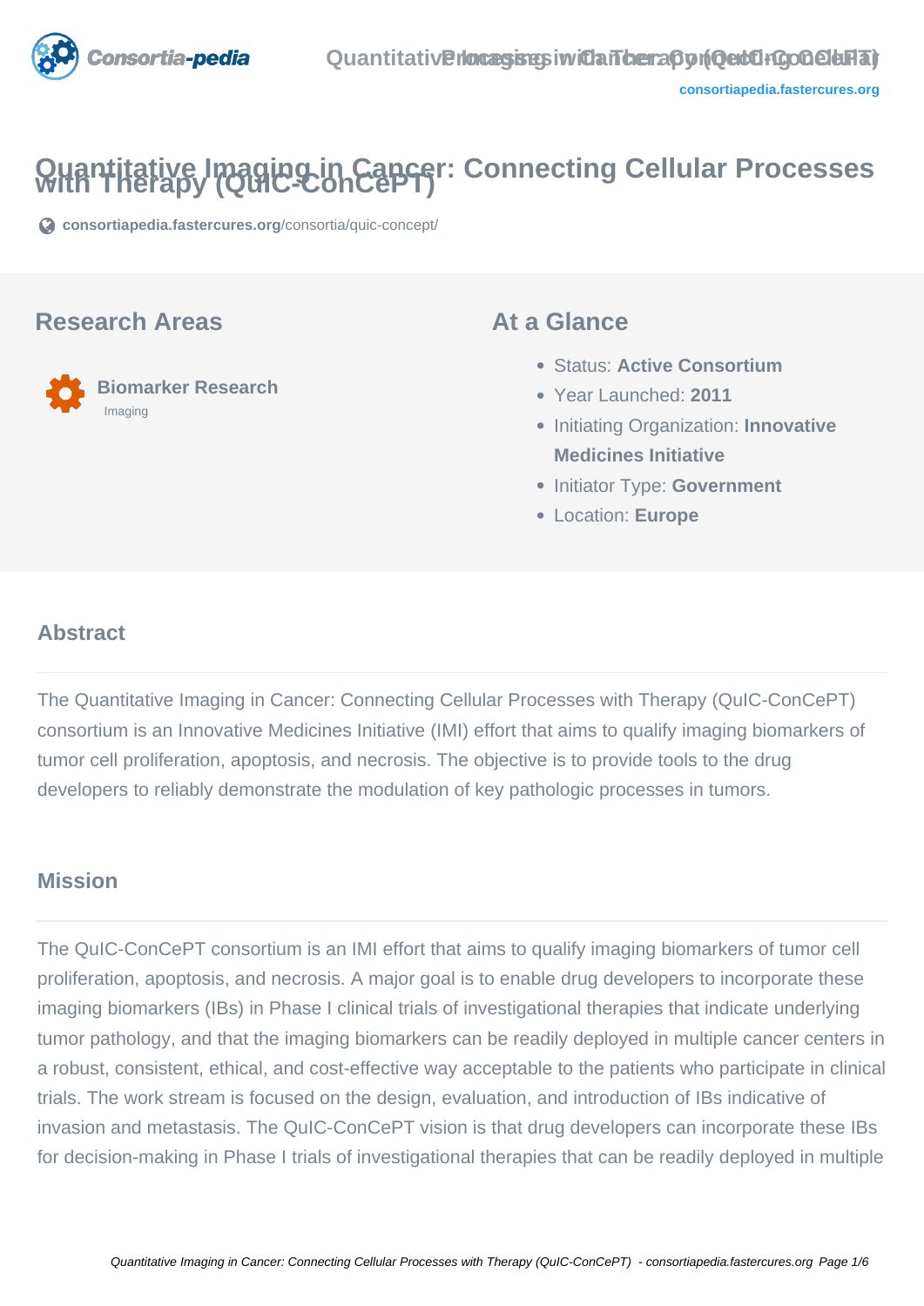# Quantitative Imaging in Cancer: Connecting Cellular Processes with Therapy (QuIC-ConCePT)

consortiapedia.fastercures.org/consortia/quic-concept/

## Research Areas

**Biomarker Research**
Imaging

## At a Glance

- Status: **Active Consortium**
- Year Launched: **2011**
- Initiating Organization: **Innovative Medicines Initiative**
- Initiator Type: **Government**
- Location: **Europe**

## Abstract

The Quantitative Imaging in Cancer: Connecting Cellular Processes with Therapy (QuIC-ConCePT) consortium is an Innovative Medicines Initiative (IMI) effort that aims to qualify imaging biomarkers of tumor cell proliferation, apoptosis, and necrosis. The objective is to provide tools to the drug developers to reliably demonstrate the modulation of key pathologic processes in tumors.

## Mission

The QuIC-ConCePT consortium is an IMI effort that aims to qualify imaging biomarkers of tumor cell proliferation, apoptosis, and necrosis. A major goal is to enable drug developers to incorporate these imaging biomarkers (IBs) in Phase I clinical trials of investigational therapies that indicate underlying tumor pathology, and that the imaging biomarkers can be readily deployed in multiple cancer centers in a robust, consistent, ethical, and cost-effective way acceptable to the patients who participate in clinical trials. The work stream is focused on the design, evaluation, and introduction of IBs indicative of invasion and metastasis. The QuIC-ConCePT vision is that drug developers can incorporate these IBs for decision-making in Phase I trials of investigational therapies that can be readily deployed in multiple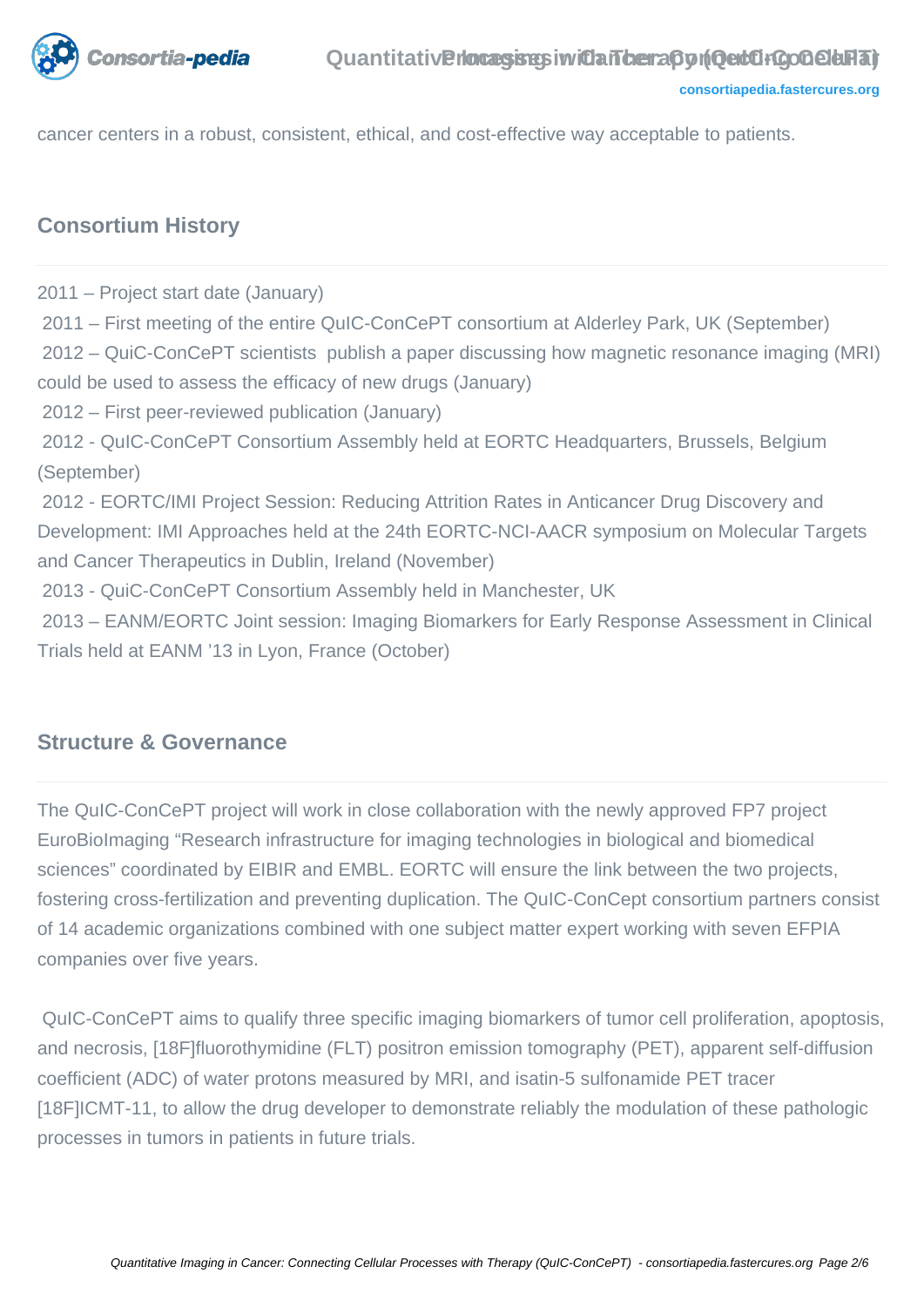cancer centers in a robust, consistent, ethical, and cost-effective way acceptable to patients.

## Consortium History

2011 – Project start date (January)

2011 – First meeting of the entire QuIC-ConCePT consortium at Alderley Park, UK (September)

2012 – QuiC-ConCePT scientists publish a paper discussing how magnetic resonance imaging (MRI) could be used to assess the efficacy of new drugs (January)

2012 – First peer-reviewed publication (January)

2012 - QuIC-ConCePT Consortium Assembly held at EORTC Headquarters, Brussels, Belgium (September)

2012 - EORTC/IMI Project Session: Reducing Attrition Rates in Anticancer Drug Discovery and Development: IMI Approaches held at the 24th EORTC-NCI-AACR symposium on Molecular Targets and Cancer Therapeutics in Dublin, Ireland (November)

2013 - QuiC-ConCePT Consortium Assembly held in Manchester, UK

2013 – EANM/EORTC Joint session: Imaging Biomarkers for Early Response Assessment in Clinical Trials held at EANM '13 in Lyon, France (October)

## Structure & Governance

The QuIC-ConCePT project will work in close collaboration with the newly approved FP7 project EuroBioImaging "Research infrastructure for imaging technologies in biological and biomedical sciences" coordinated by EIBIR and EMBL. EORTC will ensure the link between the two projects, fostering cross-fertilization and preventing duplication. The QuIC-ConCept consortium partners consist of 14 academic organizations combined with one subject matter expert working with seven EFPIA companies over five years.

QuIC-ConCePT aims to qualify three specific imaging biomarkers of tumor cell proliferation, apoptosis, and necrosis, [18F]fluorothymidine (FLT) positron emission tomography (PET), apparent self-diffusion coefficient (ADC) of water protons measured by MRI, and isatin-5 sulfonamide PET tracer [18F]ICMT-11, to allow the drug developer to demonstrate reliably the modulation of these pathologic processes in tumors in patients in future trials.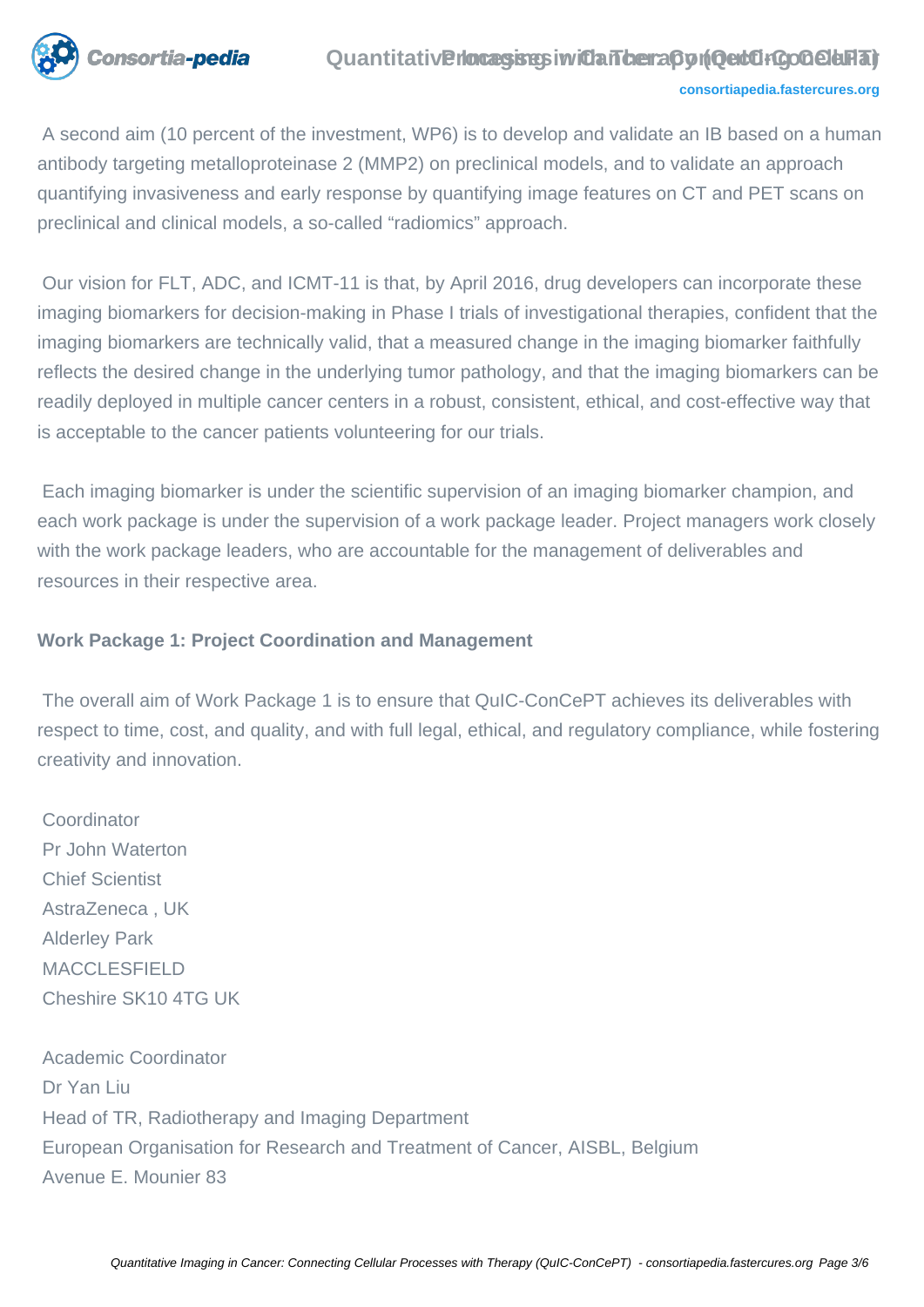A second aim (10 percent of the investment, WP6) is to develop and validate an IB based on a human antibody targeting metalloproteinase 2 (MMP2) on preclinical models, and to validate an approach quantifying invasiveness and early response by quantifying image features on CT and PET scans on preclinical and clinical models, a so-called "radiomics" approach.

Our vision for FLT, ADC, and ICMT-11 is that, by April 2016, drug developers can incorporate these imaging biomarkers for decision-making in Phase I trials of investigational therapies, confident that the imaging biomarkers are technically valid, that a measured change in the imaging biomarker faithfully reflects the desired change in the underlying tumor pathology, and that the imaging biomarkers can be readily deployed in multiple cancer centers in a robust, consistent, ethical, and cost-effective way that is acceptable to the cancer patients volunteering for our trials.

Each imaging biomarker is under the scientific supervision of an imaging biomarker champion, and each work package is under the supervision of a work package leader. Project managers work closely with the work package leaders, who are accountable for the management of deliverables and resources in their respective area.

**Work Package 1: Project Coordination and Management**

The overall aim of Work Package 1 is to ensure that QuIC-ConCePT achieves its deliverables with respect to time, cost, and quality, and with full legal, ethical, and regulatory compliance, while fostering creativity and innovation.

Coordinator
Pr John Waterton
Chief Scientist
AstraZeneca , UK
Alderley Park
MACCLESFIELD
Cheshire SK10 4TG UK

Academic Coordinator
Dr Yan Liu
Head of TR, Radiotherapy and Imaging Department
European Organisation for Research and Treatment of Cancer, AISBL, Belgium
Avenue E. Mounier 83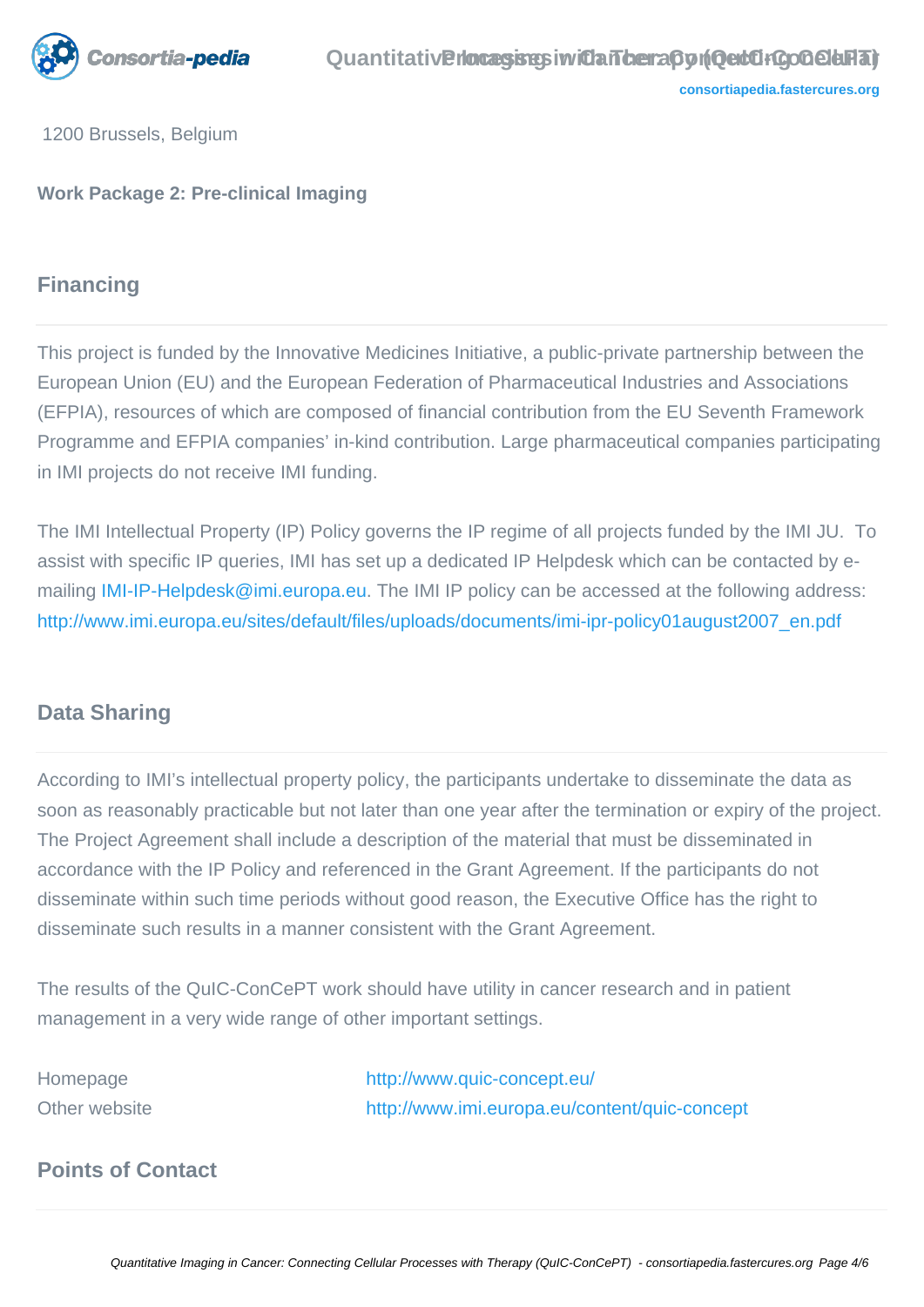1200 Brussels, Belgium

**Work Package 2: Pre-clinical Imaging**

## Financing

This project is funded by the Innovative Medicines Initiative, a public-private partnership between the European Union (EU) and the European Federation of Pharmaceutical Industries and Associations (EFPIA), resources of which are composed of financial contribution from the EU Seventh Framework Programme and EFPIA companies' in-kind contribution. Large pharmaceutical companies participating in IMI projects do not receive IMI funding.

The IMI Intellectual Property (IP) Policy governs the IP regime of all projects funded by the IMI JU. To assist with specific IP queries, IMI has set up a dedicated IP Helpdesk which can be contacted by e-mailing IMI-IP-Helpdesk@imi.europa.eu. The IMI IP policy can be accessed at the following address: http://www.imi.europa.eu/sites/default/files/uploads/documents/imi-ipr-policy01august2007_en.pdf

## Data Sharing

According to IMI's intellectual property policy, the participants undertake to disseminate the data as soon as reasonably practicable but not later than one year after the termination or expiry of the project. The Project Agreement shall include a description of the material that must be disseminated in accordance with the IP Policy and referenced in the Grant Agreement. If the participants do not disseminate within such time periods without good reason, the Executive Office has the right to disseminate such results in a manner consistent with the Grant Agreement.

The results of the QuIC-ConCePT work should have utility in cancer research and in patient management in a very wide range of other important settings.

| | |
|---|---|
| Homepage | http://www.quic-concept.eu/ |
| Other website | http://www.imi.europa.eu/content/quic-concept |

## Points of Contact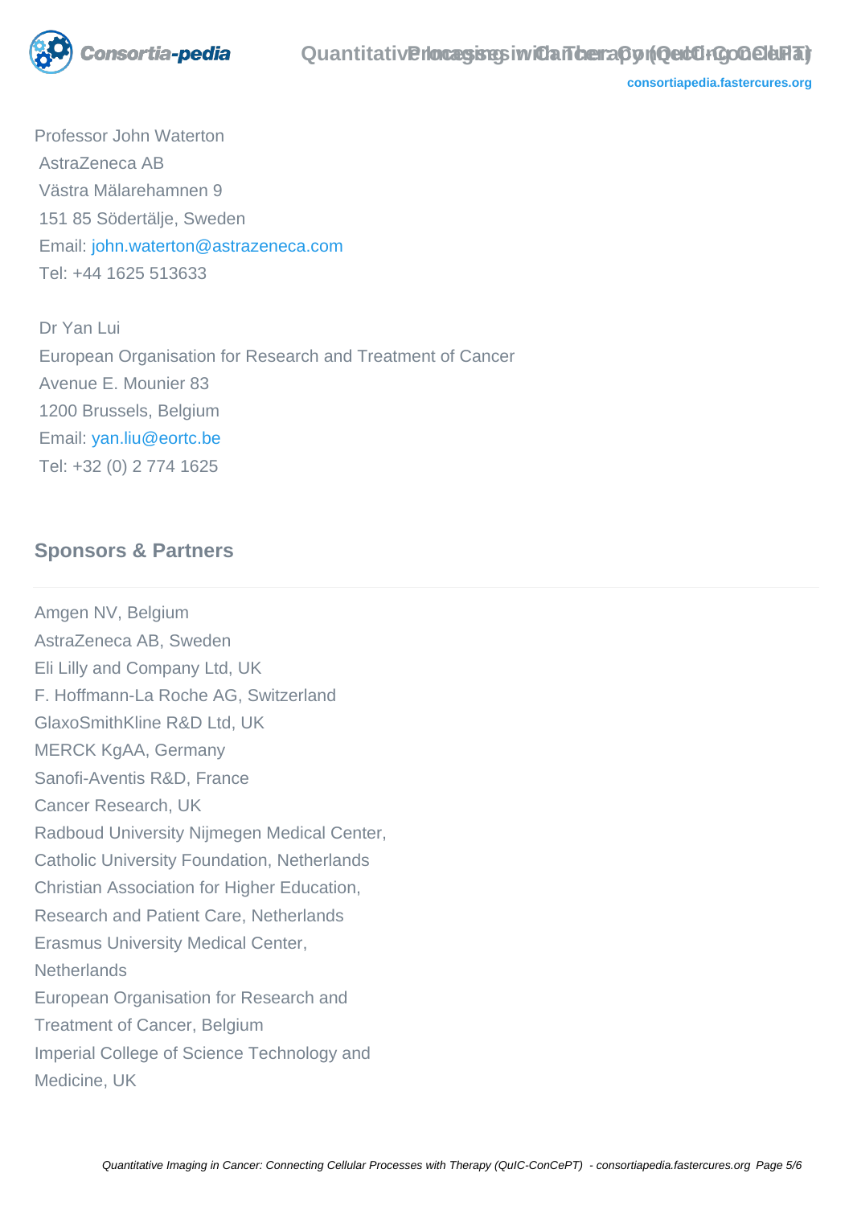Professor John Waterton
AstraZeneca AB
Västra Mälarehamnen 9
151 85 Södertälje, Sweden
Email: john.waterton@astrazeneca.com
Tel: +44 1625 513633

Dr Yan Lui
European Organisation for Research and Treatment of Cancer
Avenue E. Mounier 83
1200 Brussels, Belgium
Email: yan.liu@eortc.be
Tel: +32 (0) 2 774 1625

## Sponsors & Partners

Amgen NV, Belgium
AstraZeneca AB, Sweden
Eli Lilly and Company Ltd, UK
F. Hoffmann-La Roche AG, Switzerland
GlaxoSmithKline R&D Ltd, UK
MERCK KgAA, Germany
Sanofi-Aventis R&D, France
Cancer Research, UK
Radboud University Nijmegen Medical Center,
Catholic University Foundation, Netherlands
Christian Association for Higher Education,
Research and Patient Care, Netherlands
Erasmus University Medical Center,
Netherlands
European Organisation for Research and
Treatment of Cancer, Belgium
Imperial College of Science Technology and
Medicine, UK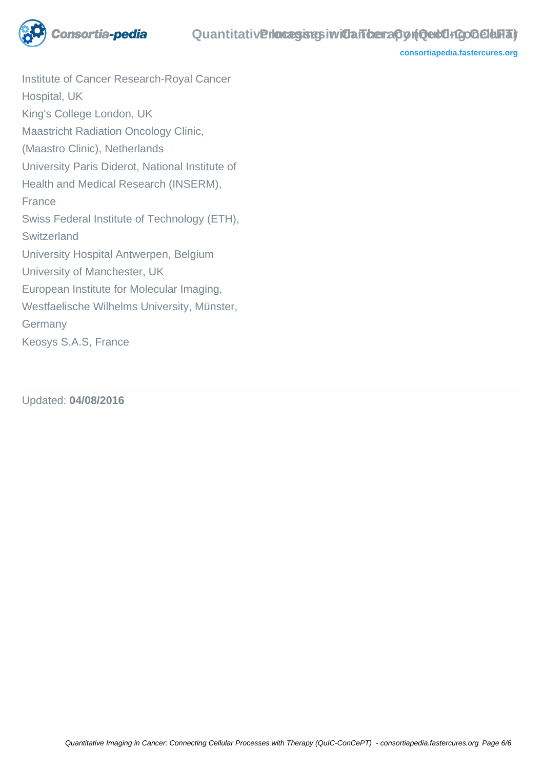Institute of Cancer Research-Royal Cancer Hospital, UK
King's College London, UK
Maastricht Radiation Oncology Clinic, (Maastro Clinic), Netherlands
University Paris Diderot, National Institute of Health and Medical Research (INSERM), France
Swiss Federal Institute of Technology (ETH), Switzerland
University Hospital Antwerpen, Belgium
University of Manchester, UK
European Institute for Molecular Imaging, Westfaelische Wilhelms University, Münster, Germany
Keosys S.A.S, France

Updated: **04/08/2016**